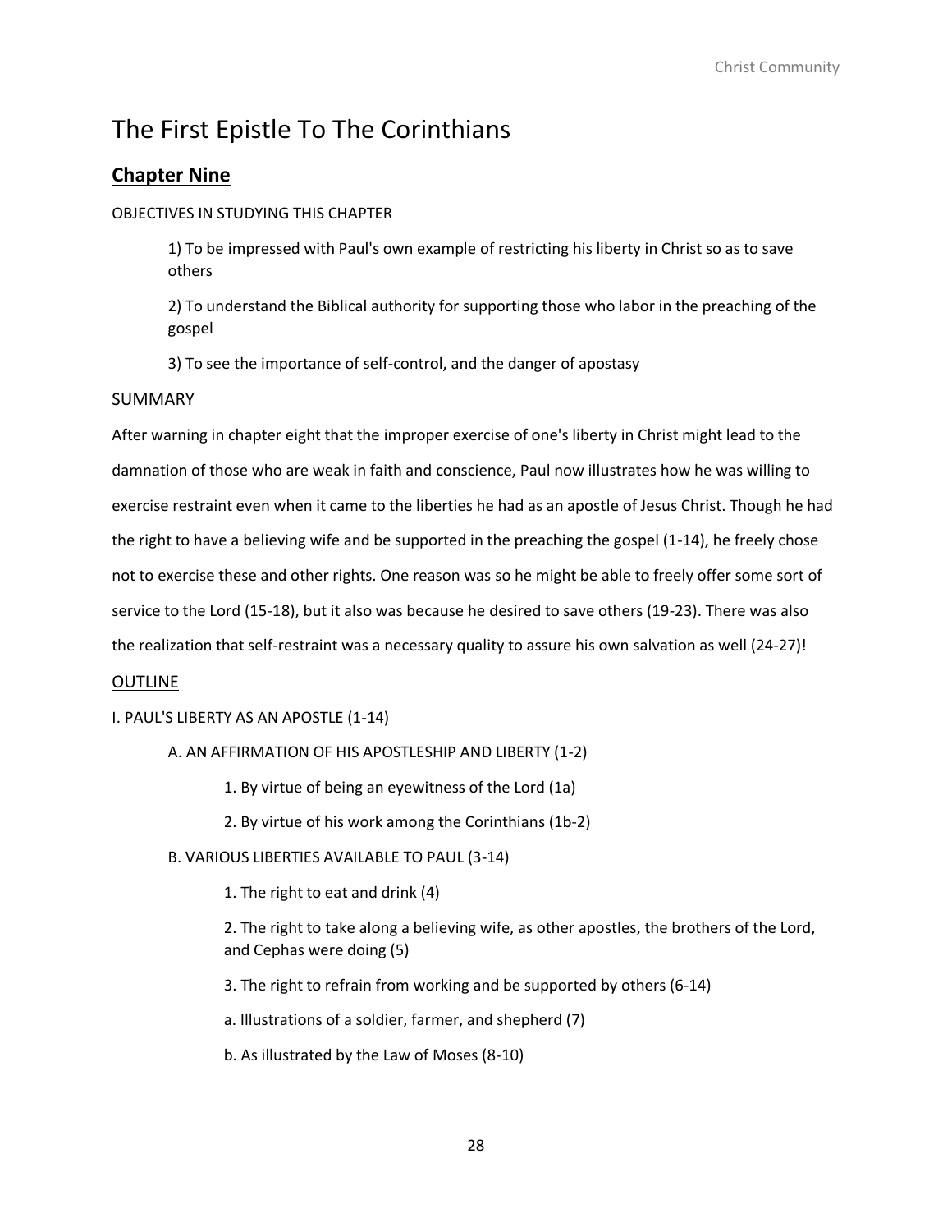# The First Epistle To The Corinthians

## **Chapter Nine**

OBJECTIVES IN STUDYING THIS CHAPTER

1) To be impressed with Paul's own example of restricting his liberty in Christ so as to save others

2) To understand the Biblical authority for supporting those who labor in the preaching of the gospel

3) To see the importance of self-control, and the danger of apostasy

SUMMARY

After warning in chapter eight that the improper exercise of one's liberty in Christ might lead to the damnation of those who are weak in faith and conscience, Paul now illustrates how he was willing to exercise restraint even when it came to the liberties he had as an apostle of Jesus Christ. Though he had the right to have a believing wife and be supported in the preaching the gospel (1-14), he freely chose not to exercise these and other rights. One reason was so he might be able to freely offer some sort of service to the Lord (15-18), but it also was because he desired to save others (19-23). There was also the realization that self-restraint was a necessary quality to assure his own salvation as well (24-27)!

OUTLINE

I. PAUL'S LIBERTY AS AN APOSTLE (1-14)

A. AN AFFIRMATION OF HIS APOSTLESHIP AND LIBERTY (1-2)

1. By virtue of being an eyewitness of the Lord (1a)

2. By virtue of his work among the Corinthians (1b-2)

B. VARIOUS LIBERTIES AVAILABLE TO PAUL (3-14)

1. The right to eat and drink (4)

2. The right to take along a believing wife, as other apostles, the brothers of the Lord, and Cephas were doing (5)

3. The right to refrain from working and be supported by others (6-14)

a. Illustrations of a soldier, farmer, and shepherd (7)

b. As illustrated by the Law of Moses (8-10)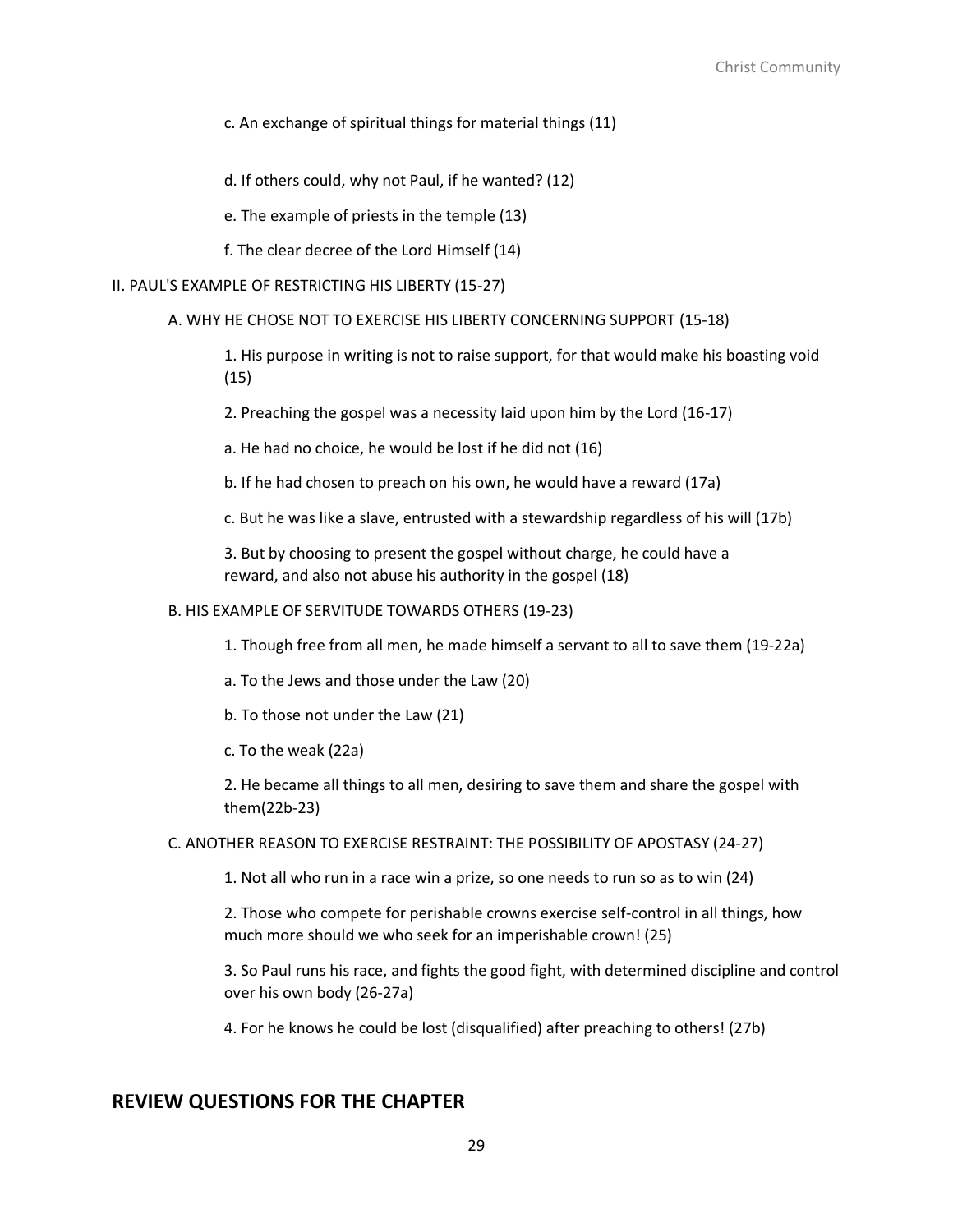c. An exchange of spiritual things for material things (11)

d. If others could, why not Paul, if he wanted? (12)

e. The example of priests in the temple (13)

f. The clear decree of the Lord Himself (14)

II. PAUL'S EXAMPLE OF RESTRICTING HIS LIBERTY (15-27)

A. WHY HE CHOSE NOT TO EXERCISE HIS LIBERTY CONCERNING SUPPORT (15-18)

1. His purpose in writing is not to raise support, for that would make his boasting void (15)

2. Preaching the gospel was a necessity laid upon him by the Lord (16-17)

a. He had no choice, he would be lost if he did not (16)

b. If he had chosen to preach on his own, he would have a reward (17a)

c. But he was like a slave, entrusted with a stewardship regardless of his will (17b)

3. But by choosing to present the gospel without charge, he could have a reward, and also not abuse his authority in the gospel (18)

B. HIS EXAMPLE OF SERVITUDE TOWARDS OTHERS (19-23)

1. Though free from all men, he made himself a servant to all to save them (19-22a)

a. To the Jews and those under the Law (20)

b. To those not under the Law (21)

c. To the weak (22a)

2. He became all things to all men, desiring to save them and share the gospel with them(22b-23)

C. ANOTHER REASON TO EXERCISE RESTRAINT: THE POSSIBILITY OF APOSTASY (24-27)

1. Not all who run in a race win a prize, so one needs to run so as to win (24)

2. Those who compete for perishable crowns exercise self-control in all things, how much more should we who seek for an imperishable crown! (25)

3. So Paul runs his race, and fights the good fight, with determined discipline and control over his own body (26-27a)

4. For he knows he could be lost (disqualified) after preaching to others! (27b)

## REVIEW QUESTIONS FOR THE CHAPTER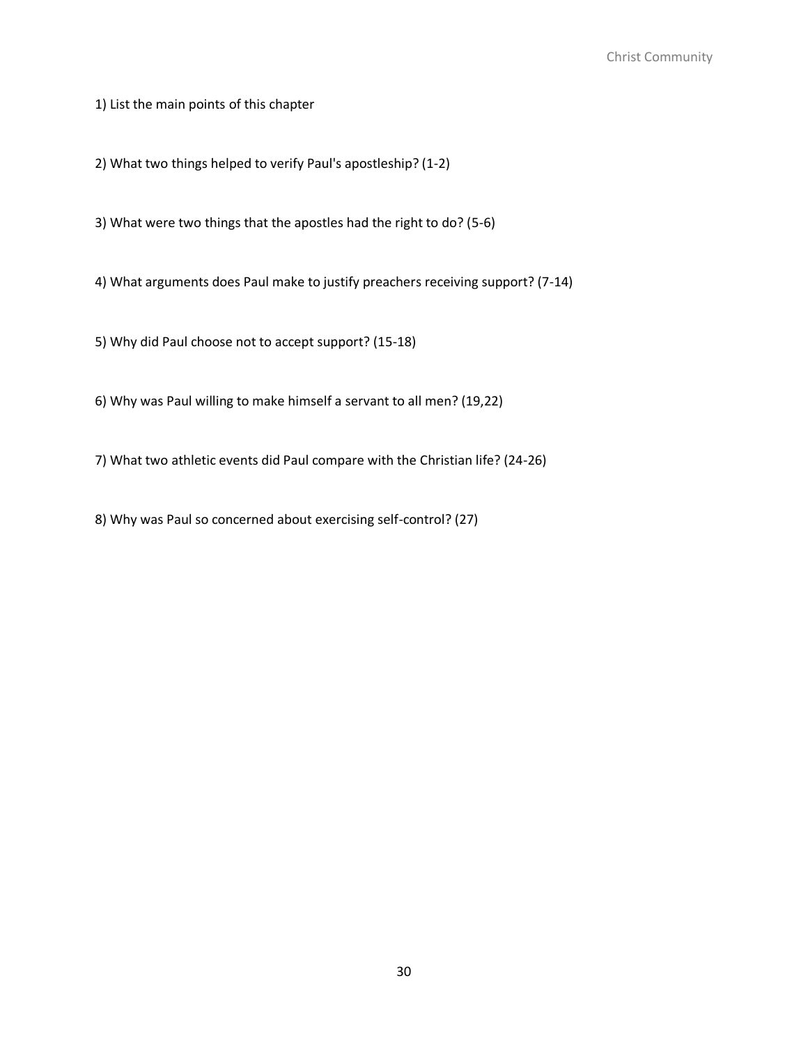1) List the main points of this chapter

2) What two things helped to verify Paul's apostleship? (1-2)

3) What were two things that the apostles had the right to do? (5-6)

4) What arguments does Paul make to justify preachers receiving support? (7-14)

5) Why did Paul choose not to accept support? (15-18)

6) Why was Paul willing to make himself a servant to all men? (19,22)

7) What two athletic events did Paul compare with the Christian life? (24-26)

8) Why was Paul so concerned about exercising self-control? (27)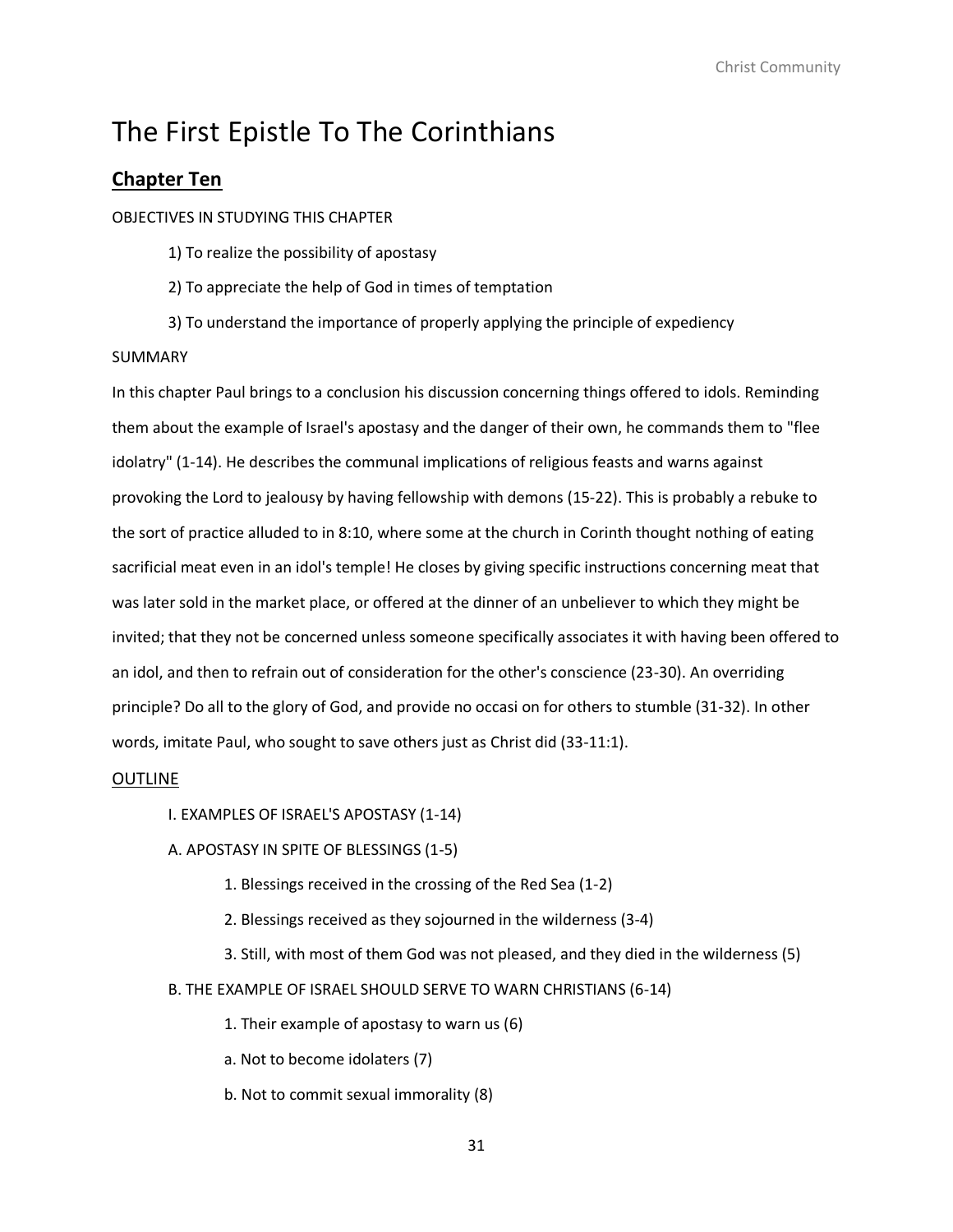# The First Epistle To The Corinthians

## Chapter Ten

OBJECTIVES IN STUDYING THIS CHAPTER

1) To realize the possibility of apostasy

2) To appreciate the help of God in times of temptation

3) To understand the importance of properly applying the principle of expediency

SUMMARY

In this chapter Paul brings to a conclusion his discussion concerning things offered to idols. Reminding them about the example of Israel's apostasy and the danger of their own, he commands them to "flee idolatry" (1-14). He describes the communal implications of religious feasts and warns against provoking the Lord to jealousy by having fellowship with demons (15-22). This is probably a rebuke to the sort of practice alluded to in 8:10, where some at the church in Corinth thought nothing of eating sacrificial meat even in an idol's temple! He closes by giving specific instructions concerning meat that was later sold in the market place, or offered at the dinner of an unbeliever to which they might be invited; that they not be concerned unless someone specifically associates it with having been offered to an idol, and then to refrain out of consideration for the other's conscience (23-30). An overriding principle? Do all to the glory of God, and provide no occasi on for others to stumble (31-32). In other words, imitate Paul, who sought to save others just as Christ did (33-11:1).

OUTLINE

I. EXAMPLES OF ISRAEL'S APOSTASY (1-14)

A. APOSTASY IN SPITE OF BLESSINGS (1-5)

1. Blessings received in the crossing of the Red Sea (1-2)

2. Blessings received as they sojourned in the wilderness (3-4)

3. Still, with most of them God was not pleased, and they died in the wilderness (5)

B. THE EXAMPLE OF ISRAEL SHOULD SERVE TO WARN CHRISTIANS (6-14)

1. Their example of apostasy to warn us (6)

a. Not to become idolaters (7)

b. Not to commit sexual immorality (8)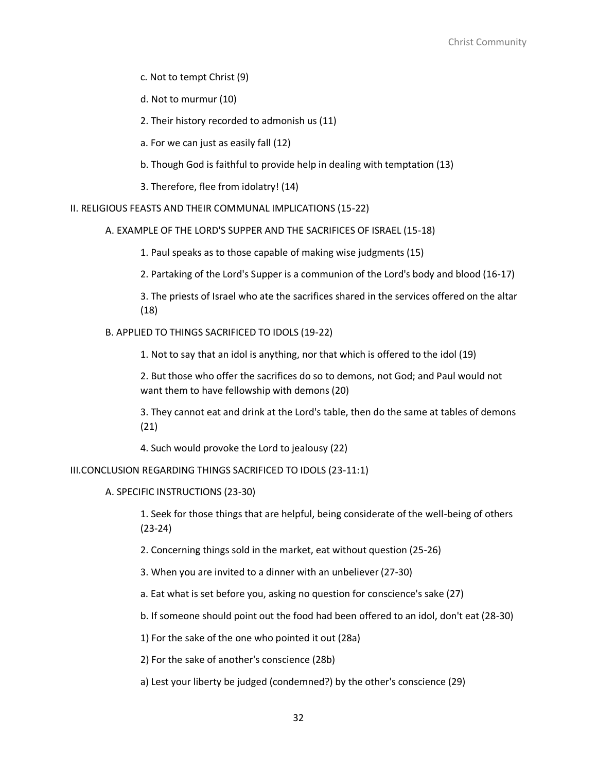c. Not to tempt Christ (9)

d. Not to murmur (10)

2. Their history recorded to admonish us (11)

a. For we can just as easily fall (12)

b. Though God is faithful to provide help in dealing with temptation (13)

3. Therefore, flee from idolatry! (14)

II. RELIGIOUS FEASTS AND THEIR COMMUNAL IMPLICATIONS (15-22)

A. EXAMPLE OF THE LORD'S SUPPER AND THE SACRIFICES OF ISRAEL (15-18)

1. Paul speaks as to those capable of making wise judgments (15)

2. Partaking of the Lord's Supper is a communion of the Lord's body and blood (16-17)

3. The priests of Israel who ate the sacrifices shared in the services offered on the altar (18)

B. APPLIED TO THINGS SACRIFICED TO IDOLS (19-22)

1. Not to say that an idol is anything, nor that which is offered to the idol (19)

2. But those who offer the sacrifices do so to demons, not God; and Paul would not want them to have fellowship with demons (20)

3. They cannot eat and drink at the Lord's table, then do the same at tables of demons (21)

4. Such would provoke the Lord to jealousy (22)

III.CONCLUSION REGARDING THINGS SACRIFICED TO IDOLS (23-11:1)

A. SPECIFIC INSTRUCTIONS (23-30)

1. Seek for those things that are helpful, being considerate of the well-being of others (23-24)

2. Concerning things sold in the market, eat without question (25-26)

3. When you are invited to a dinner with an unbeliever (27-30)

a. Eat what is set before you, asking no question for conscience's sake (27)

b. If someone should point out the food had been offered to an idol, don't eat (28-30)

1) For the sake of the one who pointed it out (28a)

2) For the sake of another's conscience (28b)

a) Lest your liberty be judged (condemned?) by the other's conscience (29)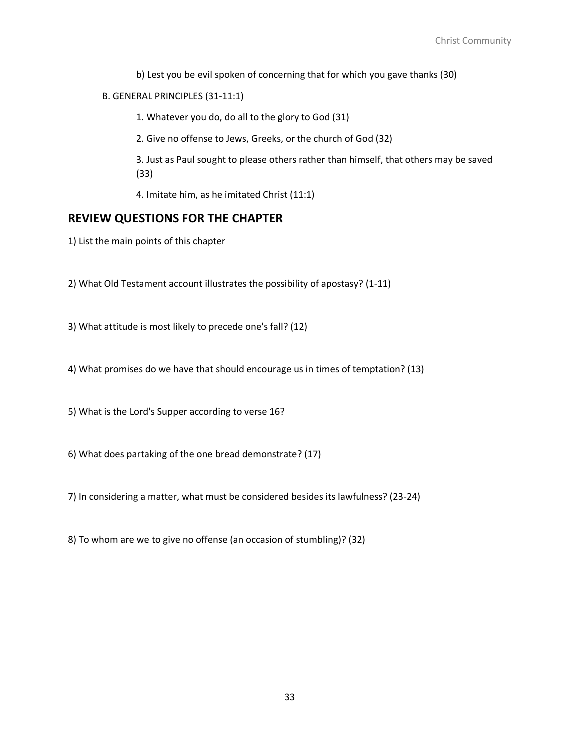b) Lest you be evil spoken of concerning that for which you gave thanks (30)

B. GENERAL PRINCIPLES (31-11:1)

1. Whatever you do, do all to the glory to God (31)

2. Give no offense to Jews, Greeks, or the church of God (32)

3. Just as Paul sought to please others rather than himself, that others may be saved (33)

4. Imitate him, as he imitated Christ (11:1)

## REVIEW QUESTIONS FOR THE CHAPTER

1) List the main points of this chapter

2) What Old Testament account illustrates the possibility of apostasy? (1-11)

3) What attitude is most likely to precede one's fall? (12)

4) What promises do we have that should encourage us in times of temptation? (13)

5) What is the Lord's Supper according to verse 16?

6) What does partaking of the one bread demonstrate? (17)

7) In considering a matter, what must be considered besides its lawfulness? (23-24)

8) To whom are we to give no offense (an occasion of stumbling)? (32)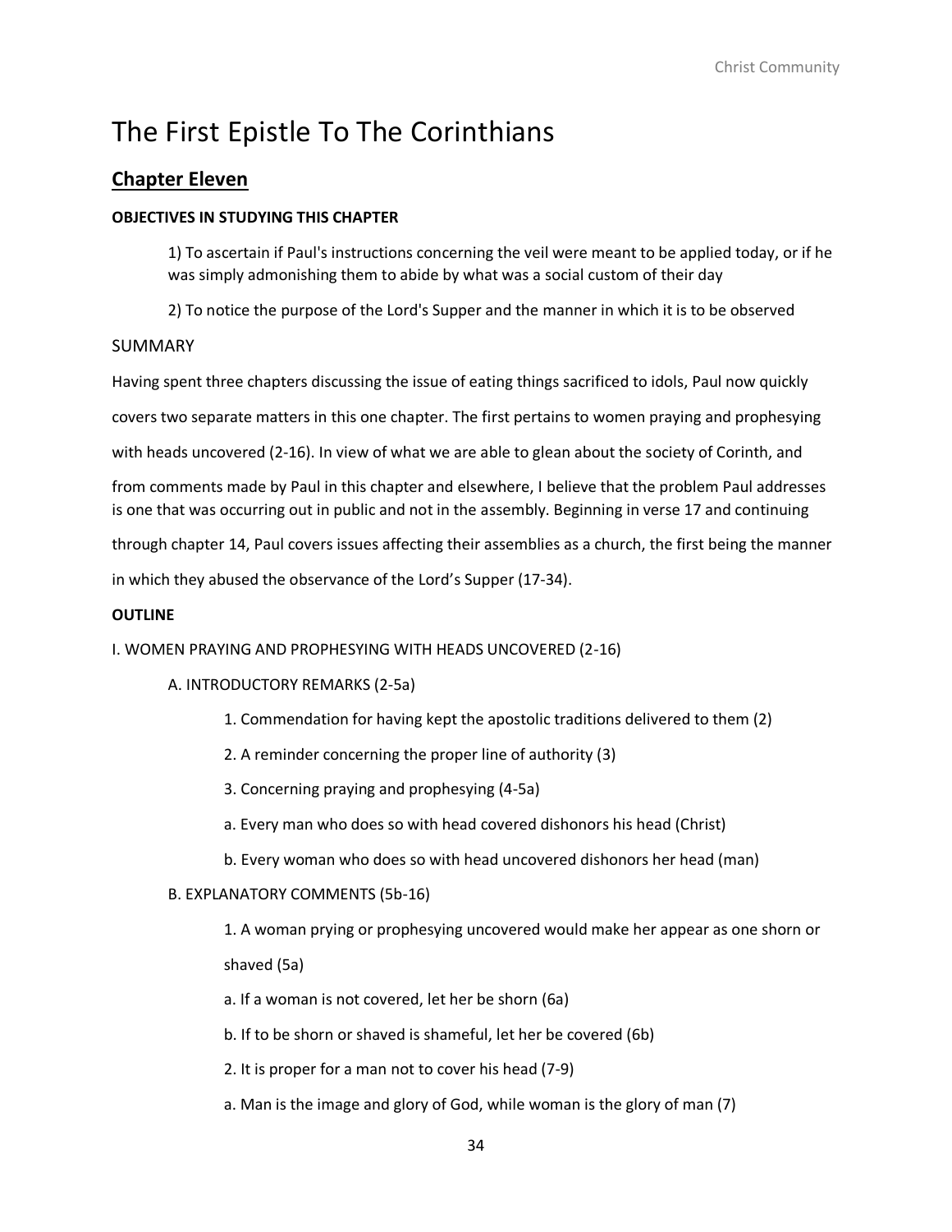# The First Epistle To The Corinthians

## Chapter Eleven

**OBJECTIVES IN STUDYING THIS CHAPTER**

1) To ascertain if Paul's instructions concerning the veil were meant to be applied today, or if he was simply admonishing them to abide by what was a social custom of their day

2) To notice the purpose of the Lord's Supper and the manner in which it is to be observed

SUMMARY

Having spent three chapters discussing the issue of eating things sacrificed to idols, Paul now quickly covers two separate matters in this one chapter. The first pertains to women praying and prophesying with heads uncovered (2-16). In view of what we are able to glean about the society of Corinth, and from comments made by Paul in this chapter and elsewhere, I believe that the problem Paul addresses is one that was occurring out in public and not in the assembly. Beginning in verse 17 and continuing through chapter 14, Paul covers issues affecting their assemblies as a church, the first being the manner in which they abused the observance of the Lord's Supper (17-34).

**OUTLINE**

I. WOMEN PRAYING AND PROPHESYING WITH HEADS UNCOVERED (2-16)

A. INTRODUCTORY REMARKS (2-5a)

1. Commendation for having kept the apostolic traditions delivered to them (2)

2. A reminder concerning the proper line of authority (3)

3. Concerning praying and prophesying (4-5a)

a. Every man who does so with head covered dishonors his head (Christ)

b. Every woman who does so with head uncovered dishonors her head (man)

B. EXPLANATORY COMMENTS (5b-16)

1. A woman prying or prophesying uncovered would make her appear as one shorn or shaved (5a)

a. If a woman is not covered, let her be shorn (6a)

b. If to be shorn or shaved is shameful, let her be covered (6b)

2. It is proper for a man not to cover his head (7-9)

a. Man is the image and glory of God, while woman is the glory of man (7)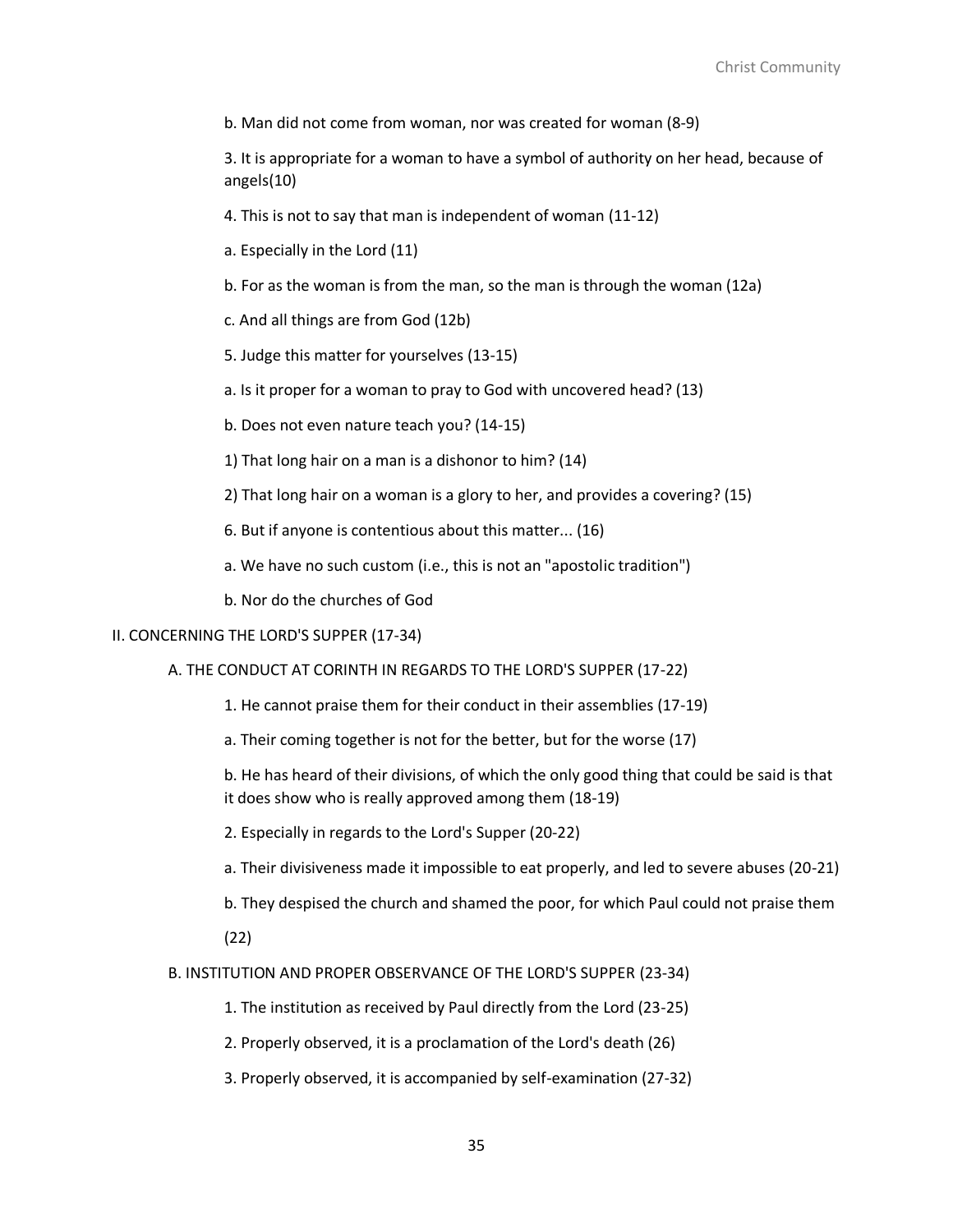b. Man did not come from woman, nor was created for woman (8-9)

3. It is appropriate for a woman to have a symbol of authority on her head, because of angels(10)

4. This is not to say that man is independent of woman (11-12)

a. Especially in the Lord (11)

b. For as the woman is from the man, so the man is through the woman (12a)

c. And all things are from God (12b)

5. Judge this matter for yourselves (13-15)

a. Is it proper for a woman to pray to God with uncovered head? (13)

b. Does not even nature teach you? (14-15)

1) That long hair on a man is a dishonor to him? (14)

2) That long hair on a woman is a glory to her, and provides a covering? (15)

6. But if anyone is contentious about this matter... (16)

a. We have no such custom (i.e., this is not an "apostolic tradition")

b. Nor do the churches of God

II. CONCERNING THE LORD'S SUPPER (17-34)

A. THE CONDUCT AT CORINTH IN REGARDS TO THE LORD'S SUPPER (17-22)

1. He cannot praise them for their conduct in their assemblies (17-19)

a. Their coming together is not for the better, but for the worse (17)

b. He has heard of their divisions, of which the only good thing that could be said is that it does show who is really approved among them (18-19)

2. Especially in regards to the Lord's Supper (20-22)

a. Their divisiveness made it impossible to eat properly, and led to severe abuses (20-21)

b. They despised the church and shamed the poor, for which Paul could not praise them (22)

B. INSTITUTION AND PROPER OBSERVANCE OF THE LORD'S SUPPER (23-34)

1. The institution as received by Paul directly from the Lord (23-25)

2. Properly observed, it is a proclamation of the Lord's death (26)

3. Properly observed, it is accompanied by self-examination (27-32)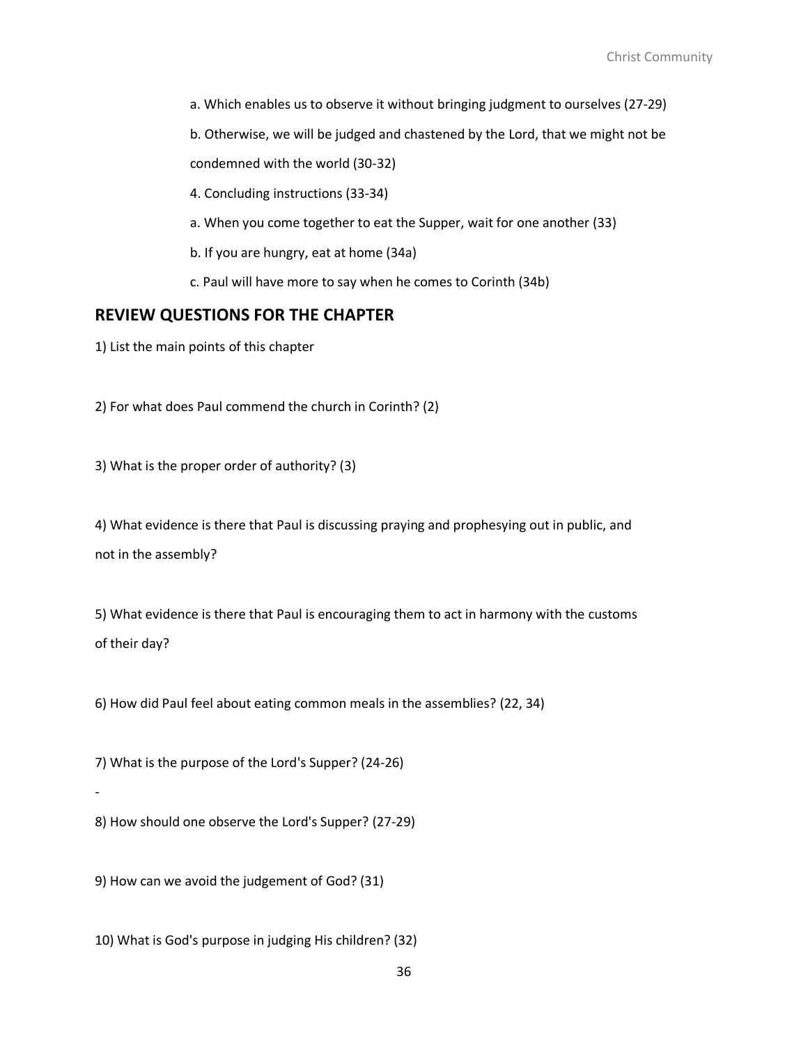a. Which enables us to observe it without bringing judgment to ourselves (27-29)

b. Otherwise, we will be judged and chastened by the Lord, that we might not be condemned with the world (30-32)

4. Concluding instructions (33-34)

a. When you come together to eat the Supper, wait for one another (33)

b. If you are hungry, eat at home (34a)

c. Paul will have more to say when he comes to Corinth (34b)

## REVIEW QUESTIONS FOR THE CHAPTER

1) List the main points of this chapter

2) For what does Paul commend the church in Corinth? (2)

3) What is the proper order of authority? (3)

4) What evidence is there that Paul is discussing praying and prophesying out in public, and not in the assembly?

5) What evidence is there that Paul is encouraging them to act in harmony with the customs of their day?

6) How did Paul feel about eating common meals in the assemblies? (22, 34)

7) What is the purpose of the Lord's Supper? (24-26)

-

8) How should one observe the Lord's Supper? (27-29)

9) How can we avoid the judgement of God? (31)

10) What is God's purpose in judging His children? (32)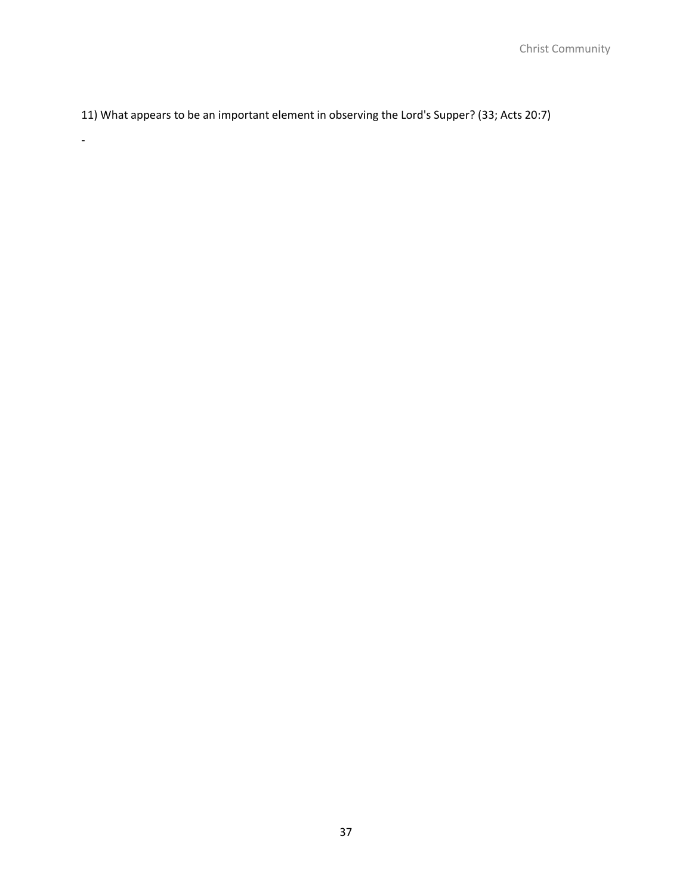11) What appears to be an important element in observing the Lord's Supper? (33; Acts 20:7)

-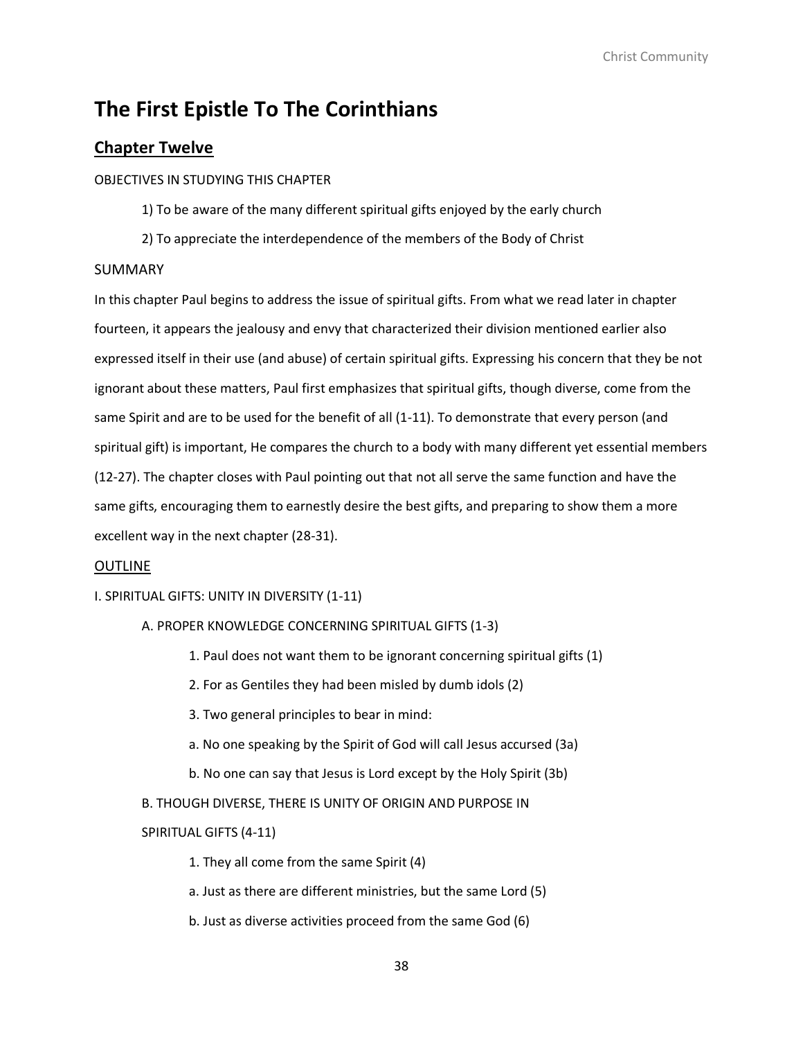# The First Epistle To The Corinthians

## Chapter Twelve

OBJECTIVES IN STUDYING THIS CHAPTER

1) To be aware of the many different spiritual gifts enjoyed by the early church

2) To appreciate the interdependence of the members of the Body of Christ

SUMMARY

In this chapter Paul begins to address the issue of spiritual gifts. From what we read later in chapter fourteen, it appears the jealousy and envy that characterized their division mentioned earlier also expressed itself in their use (and abuse) of certain spiritual gifts. Expressing his concern that they be not ignorant about these matters, Paul first emphasizes that spiritual gifts, though diverse, come from the same Spirit and are to be used for the benefit of all (1-11). To demonstrate that every person (and spiritual gift) is important, He compares the church to a body with many different yet essential members (12-27). The chapter closes with Paul pointing out that not all serve the same function and have the same gifts, encouraging them to earnestly desire the best gifts, and preparing to show them a more excellent way in the next chapter (28-31).

<u>OUTLINE</u>

I. SPIRITUAL GIFTS: UNITY IN DIVERSITY (1-11)

A. PROPER KNOWLEDGE CONCERNING SPIRITUAL GIFTS (1-3)

1. Paul does not want them to be ignorant concerning spiritual gifts (1)

2. For as Gentiles they had been misled by dumb idols (2)

3. Two general principles to bear in mind:

a. No one speaking by the Spirit of God will call Jesus accursed (3a)

b. No one can say that Jesus is Lord except by the Holy Spirit (3b)

B. THOUGH DIVERSE, THERE IS UNITY OF ORIGIN AND PURPOSE IN SPIRITUAL GIFTS (4-11)

1. They all come from the same Spirit (4)

a. Just as there are different ministries, but the same Lord (5)

b. Just as diverse activities proceed from the same God (6)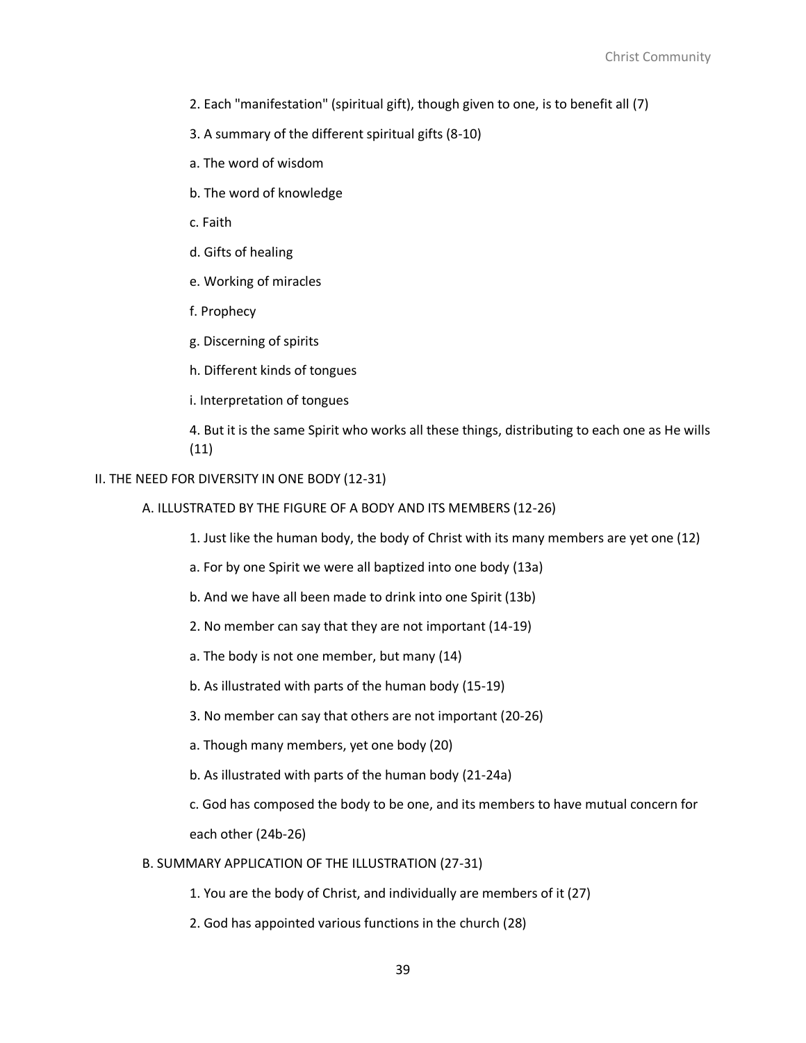2. Each "manifestation" (spiritual gift), though given to one, is to benefit all (7)

3. A summary of the different spiritual gifts (8-10)

a. The word of wisdom

b. The word of knowledge

c. Faith

d. Gifts of healing

e. Working of miracles

f. Prophecy

g. Discerning of spirits

h. Different kinds of tongues

i. Interpretation of tongues

4. But it is the same Spirit who works all these things, distributing to each one as He wills (11)

II. THE NEED FOR DIVERSITY IN ONE BODY (12-31)

A. ILLUSTRATED BY THE FIGURE OF A BODY AND ITS MEMBERS (12-26)

1. Just like the human body, the body of Christ with its many members are yet one (12)

a. For by one Spirit we were all baptized into one body (13a)

b. And we have all been made to drink into one Spirit (13b)

2. No member can say that they are not important (14-19)

a. The body is not one member, but many (14)

b. As illustrated with parts of the human body (15-19)

3. No member can say that others are not important (20-26)

a. Though many members, yet one body (20)

b. As illustrated with parts of the human body (21-24a)

c. God has composed the body to be one, and its members to have mutual concern for each other (24b-26)

B. SUMMARY APPLICATION OF THE ILLUSTRATION (27-31)

1. You are the body of Christ, and individually are members of it (27)

2. God has appointed various functions in the church (28)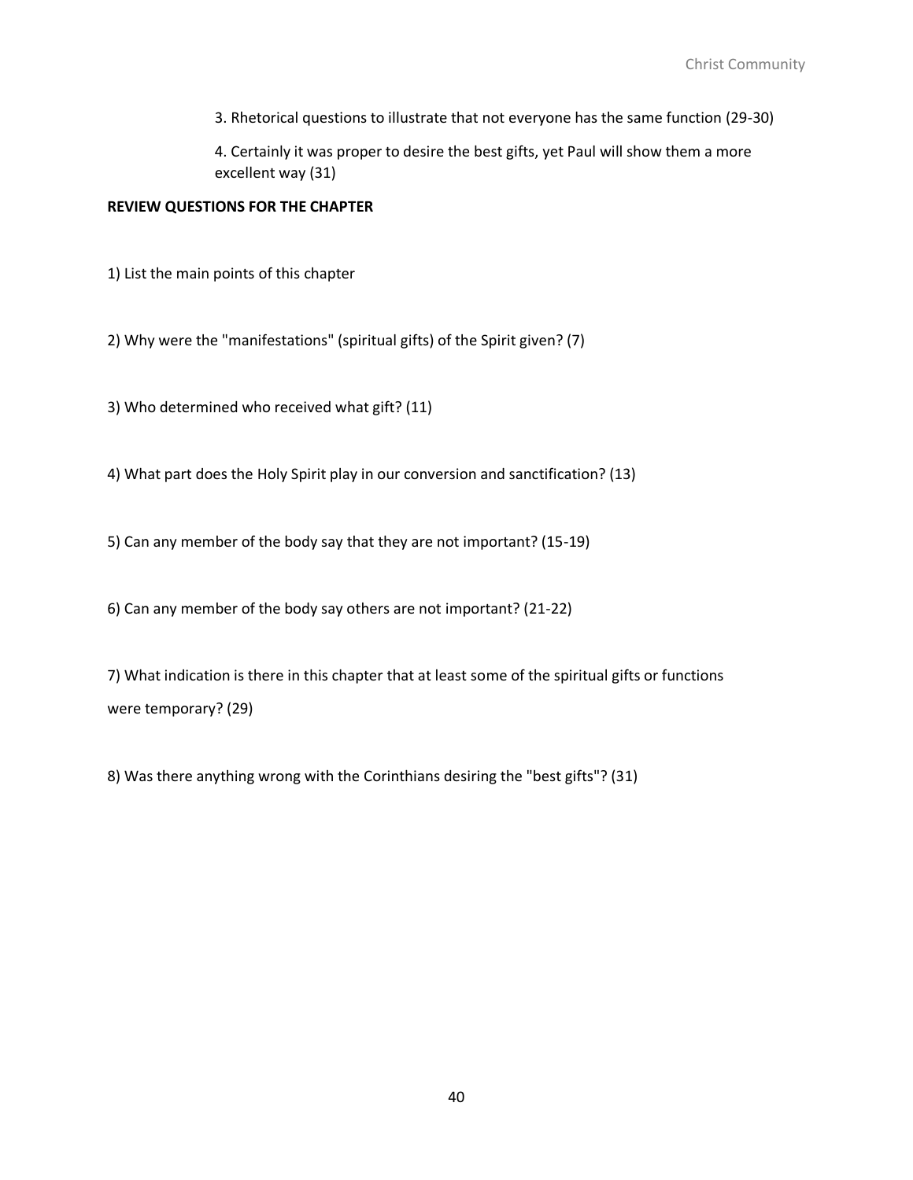3. Rhetorical questions to illustrate that not everyone has the same function (29-30)

4. Certainly it was proper to desire the best gifts, yet Paul will show them a more excellent way (31)

**REVIEW QUESTIONS FOR THE CHAPTER**

1) List the main points of this chapter

2) Why were the "manifestations" (spiritual gifts) of the Spirit given? (7)

3) Who determined who received what gift? (11)

4) What part does the Holy Spirit play in our conversion and sanctification? (13)

5) Can any member of the body say that they are not important? (15-19)

6) Can any member of the body say others are not important? (21-22)

7) What indication is there in this chapter that at least some of the spiritual gifts or functions were temporary? (29)

8) Was there anything wrong with the Corinthians desiring the "best gifts"? (31)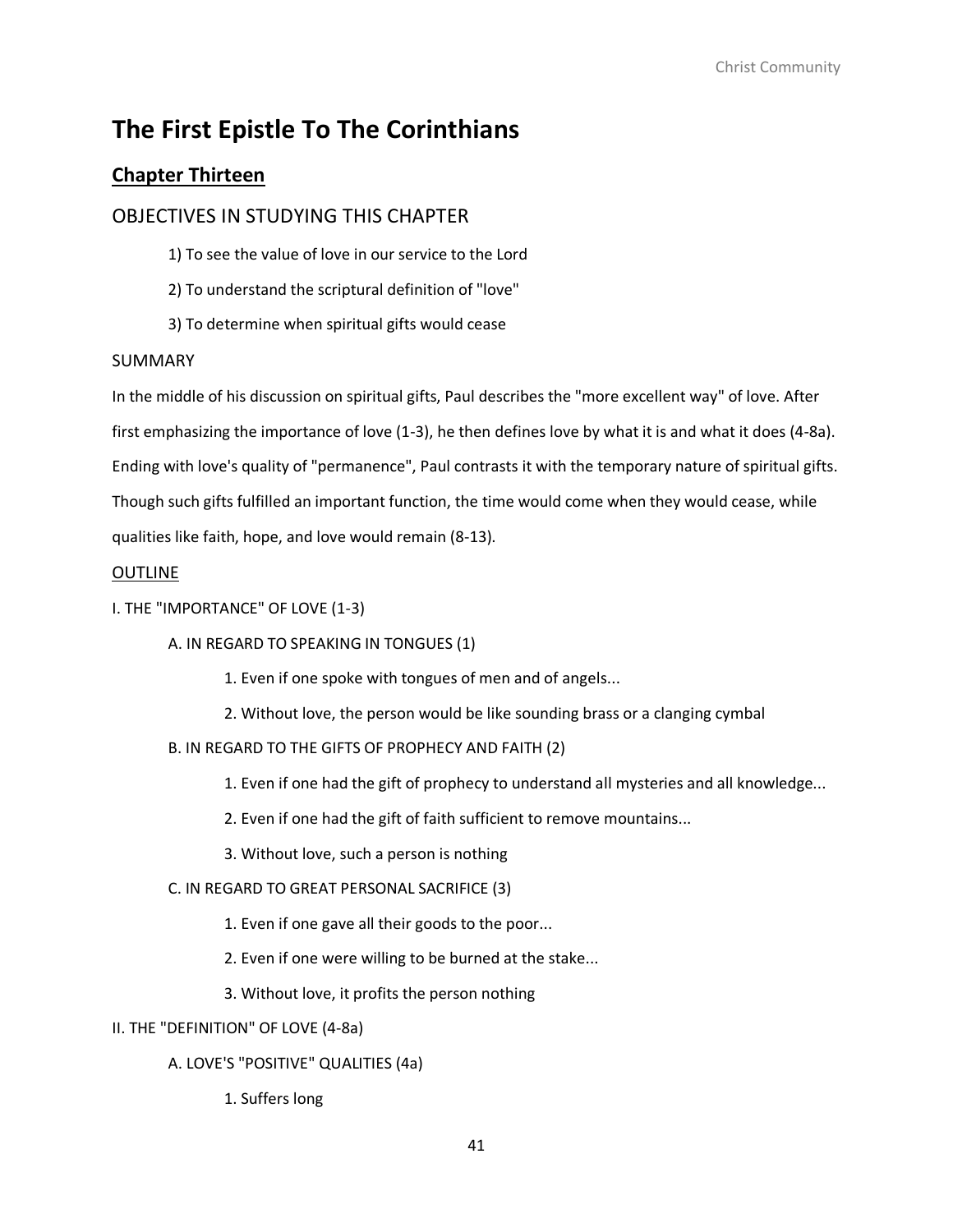# The First Epistle To The Corinthians

## Chapter Thirteen

### OBJECTIVES IN STUDYING THIS CHAPTER

1) To see the value of love in our service to the Lord

2) To understand the scriptural definition of "love"

3) To determine when spiritual gifts would cease

### SUMMARY

In the middle of his discussion on spiritual gifts, Paul describes the "more excellent way" of love. After first emphasizing the importance of love (1-3), he then defines love by what it is and what it does (4-8a). Ending with love's quality of "permanence", Paul contrasts it with the temporary nature of spiritual gifts. Though such gifts fulfilled an important function, the time would come when they would cease, while qualities like faith, hope, and love would remain (8-13).

### OUTLINE

I. THE "IMPORTANCE" OF LOVE (1-3)

- A. IN REGARD TO SPEAKING IN TONGUES (1)
  1. Even if one spoke with tongues of men and of angels...
  2. Without love, the person would be like sounding brass or a clanging cymbal
- B. IN REGARD TO THE GIFTS OF PROPHECY AND FAITH (2)
  1. Even if one had the gift of prophecy to understand all mysteries and all knowledge...
  2. Even if one had the gift of faith sufficient to remove mountains...
  3. Without love, such a person is nothing
- C. IN REGARD TO GREAT PERSONAL SACRIFICE (3)
  1. Even if one gave all their goods to the poor...
  2. Even if one were willing to be burned at the stake...
  3. Without love, it profits the person nothing

II. THE "DEFINITION" OF LOVE (4-8a)

- A. LOVE'S "POSITIVE" QUALITIES (4a)
  1. Suffers long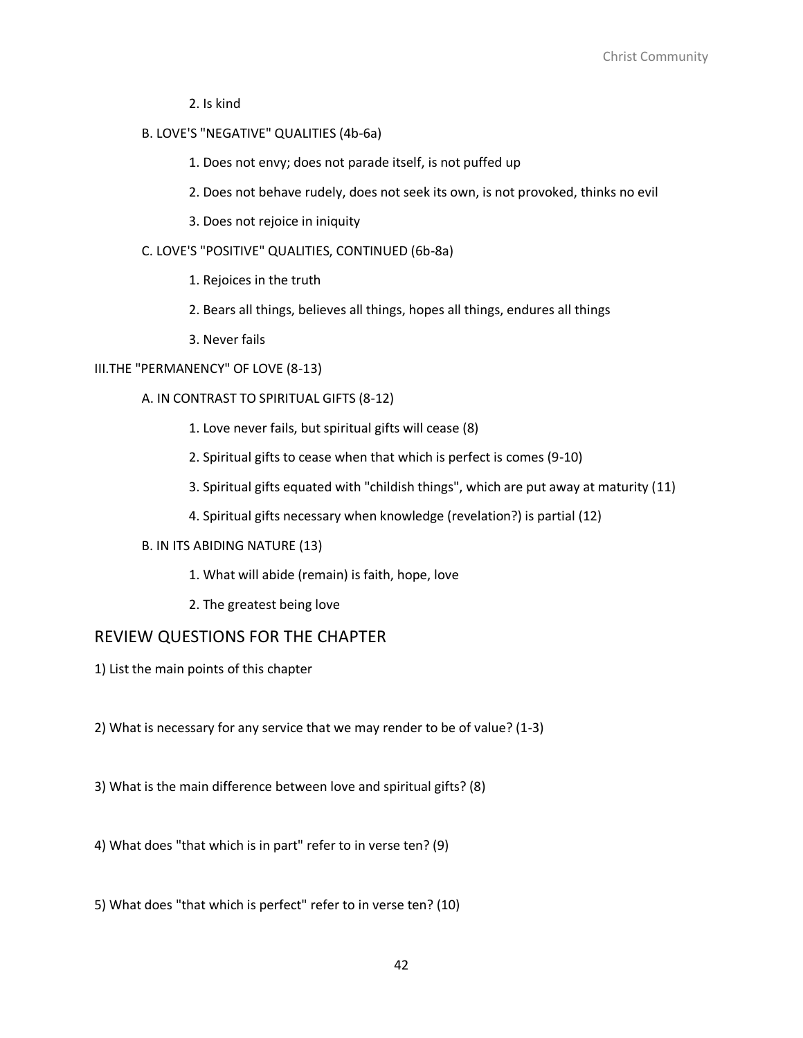2. Is kind

B. LOVE'S "NEGATIVE" QUALITIES (4b-6a)

   1. Does not envy; does not parade itself, is not puffed up

   2. Does not behave rudely, does not seek its own, is not provoked, thinks no evil

   3. Does not rejoice in iniquity

C. LOVE'S "POSITIVE" QUALITIES, CONTINUED (6b-8a)

   1. Rejoices in the truth

   2. Bears all things, believes all things, hopes all things, endures all things

   3. Never fails

III.THE "PERMANENCY" OF LOVE (8-13)

A. IN CONTRAST TO SPIRITUAL GIFTS (8-12)

   1. Love never fails, but spiritual gifts will cease (8)

   2. Spiritual gifts to cease when that which is perfect is comes (9-10)

   3. Spiritual gifts equated with "childish things", which are put away at maturity (11)

   4. Spiritual gifts necessary when knowledge (revelation?) is partial (12)

B. IN ITS ABIDING NATURE (13)

   1. What will abide (remain) is faith, hope, love

   2. The greatest being love

## REVIEW QUESTIONS FOR THE CHAPTER

1) List the main points of this chapter

2) What is necessary for any service that we may render to be of value? (1-3)

3) What is the main difference between love and spiritual gifts? (8)

4) What does "that which is in part" refer to in verse ten? (9)

5) What does "that which is perfect" refer to in verse ten? (10)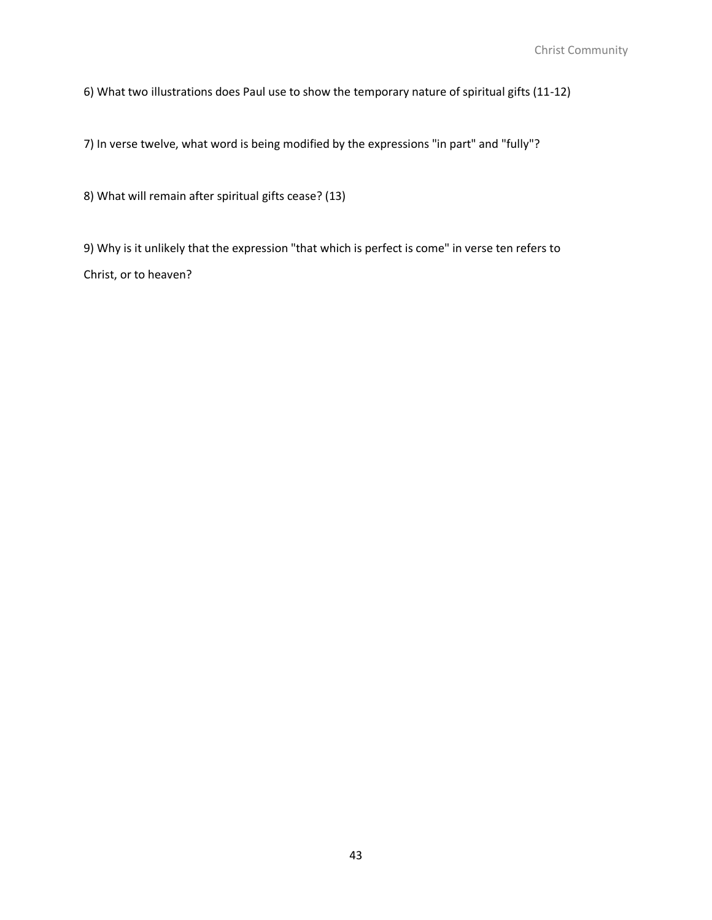6) What two illustrations does Paul use to show the temporary nature of spiritual gifts (11-12)

7) In verse twelve, what word is being modified by the expressions "in part" and "fully"?

8) What will remain after spiritual gifts cease? (13)

9) Why is it unlikely that the expression "that which is perfect is come" in verse ten refers to Christ, or to heaven?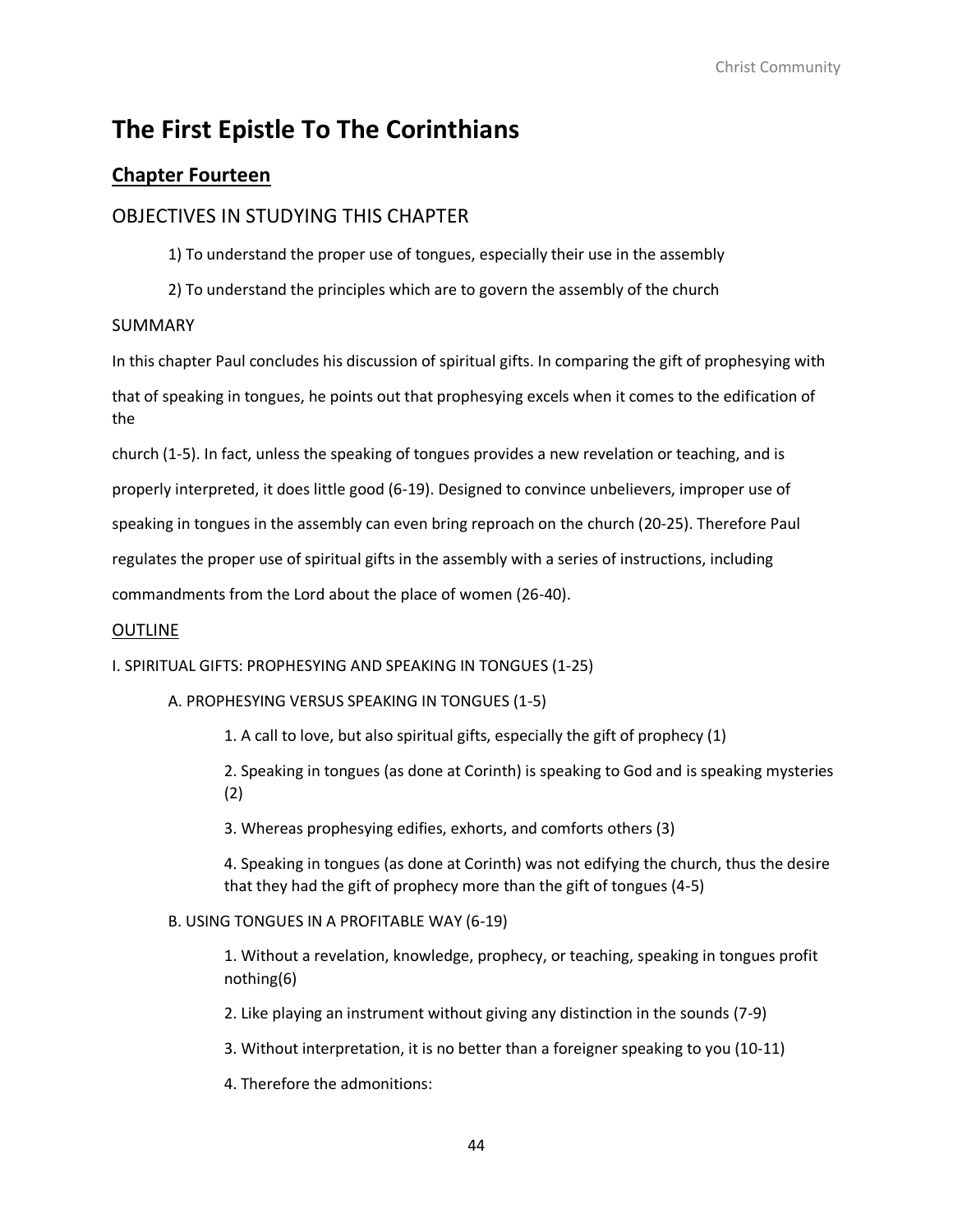# The First Epistle To The Corinthians

## Chapter Fourteen

### OBJECTIVES IN STUDYING THIS CHAPTER

1) To understand the proper use of tongues, especially their use in the assembly

2) To understand the principles which are to govern the assembly of the church

#### SUMMARY

In this chapter Paul concludes his discussion of spiritual gifts. In comparing the gift of prophesying with that of speaking in tongues, he points out that prophesying excels when it comes to the edification of the church (1-5). In fact, unless the speaking of tongues provides a new revelation or teaching, and is properly interpreted, it does little good (6-19). Designed to convince unbelievers, improper use of speaking in tongues in the assembly can even bring reproach on the church (20-25). Therefore Paul regulates the proper use of spiritual gifts in the assembly with a series of instructions, including commandments from the Lord about the place of women (26-40).

#### OUTLINE

I. SPIRITUAL GIFTS: PROPHESYING AND SPEAKING IN TONGUES (1-25)

A. PROPHESYING VERSUS SPEAKING IN TONGUES (1-5)

1. A call to love, but also spiritual gifts, especially the gift of prophecy (1)

2. Speaking in tongues (as done at Corinth) is speaking to God and is speaking mysteries (2)

3. Whereas prophesying edifies, exhorts, and comforts others (3)

4. Speaking in tongues (as done at Corinth) was not edifying the church, thus the desire that they had the gift of prophecy more than the gift of tongues (4-5)

B. USING TONGUES IN A PROFITABLE WAY (6-19)

1. Without a revelation, knowledge, prophecy, or teaching, speaking in tongues profit nothing(6)

2. Like playing an instrument without giving any distinction in the sounds (7-9)

3. Without interpretation, it is no better than a foreigner speaking to you (10-11)

4. Therefore the admonitions: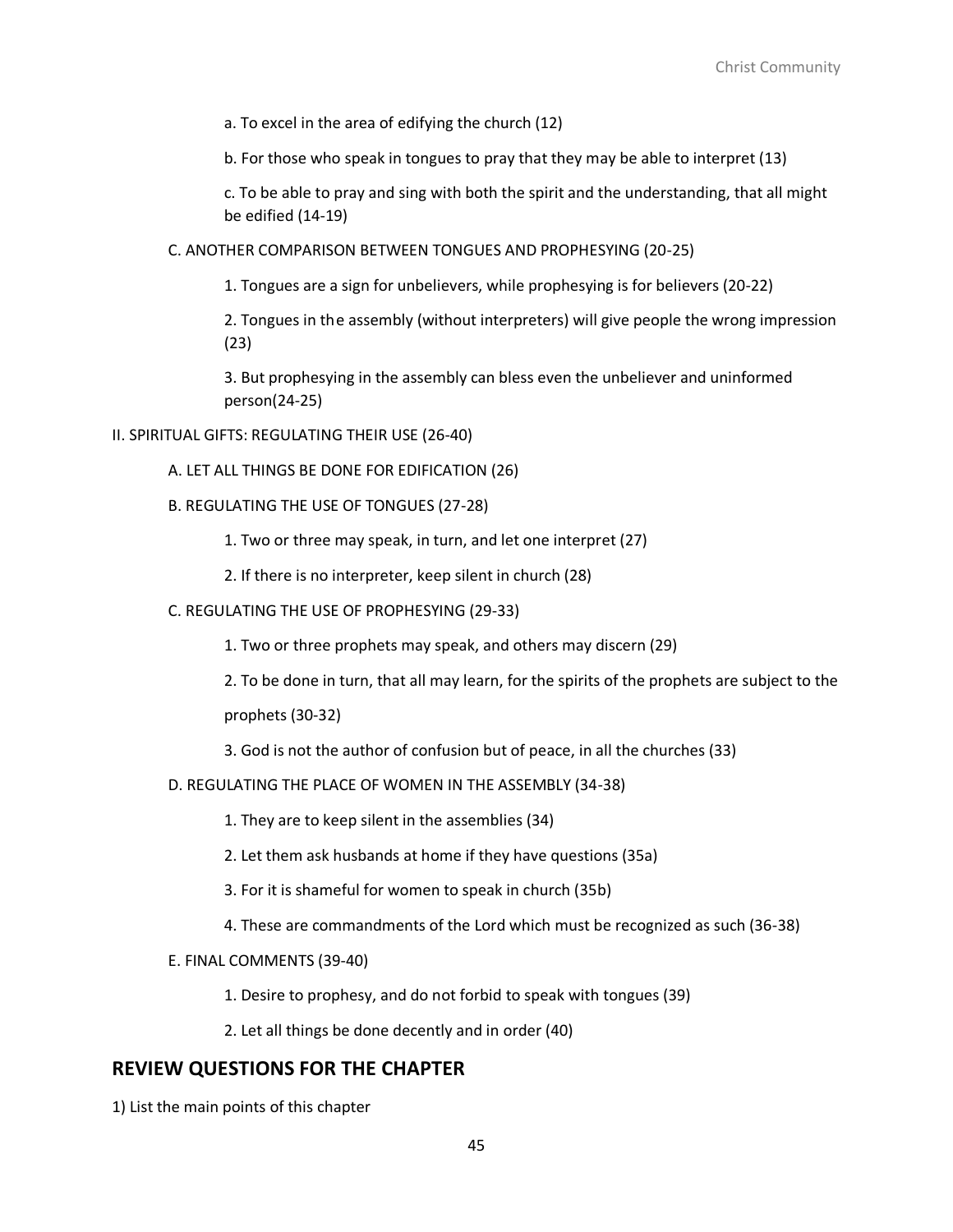a. To excel in the area of edifying the church (12)

b. For those who speak in tongues to pray that they may be able to interpret (13)

c. To be able to pray and sing with both the spirit and the understanding, that all might be edified (14-19)

C. ANOTHER COMPARISON BETWEEN TONGUES AND PROPHESYING (20-25)

1. Tongues are a sign for unbelievers, while prophesying is for believers (20-22)

2. Tongues in the assembly (without interpreters) will give people the wrong impression (23)

3. But prophesying in the assembly can bless even the unbeliever and uninformed person(24-25)

II. SPIRITUAL GIFTS: REGULATING THEIR USE (26-40)

A. LET ALL THINGS BE DONE FOR EDIFICATION (26)

B. REGULATING THE USE OF TONGUES (27-28)

1. Two or three may speak, in turn, and let one interpret (27)

2. If there is no interpreter, keep silent in church (28)

C. REGULATING THE USE OF PROPHESYING (29-33)

1. Two or three prophets may speak, and others may discern (29)

2. To be done in turn, that all may learn, for the spirits of the prophets are subject to the prophets (30-32)

3. God is not the author of confusion but of peace, in all the churches (33)

D. REGULATING THE PLACE OF WOMEN IN THE ASSEMBLY (34-38)

1. They are to keep silent in the assemblies (34)

2. Let them ask husbands at home if they have questions (35a)

3. For it is shameful for women to speak in church (35b)

4. These are commandments of the Lord which must be recognized as such (36-38)

E. FINAL COMMENTS (39-40)

1. Desire to prophesy, and do not forbid to speak with tongues (39)

2. Let all things be done decently and in order (40)

## REVIEW QUESTIONS FOR THE CHAPTER

1) List the main points of this chapter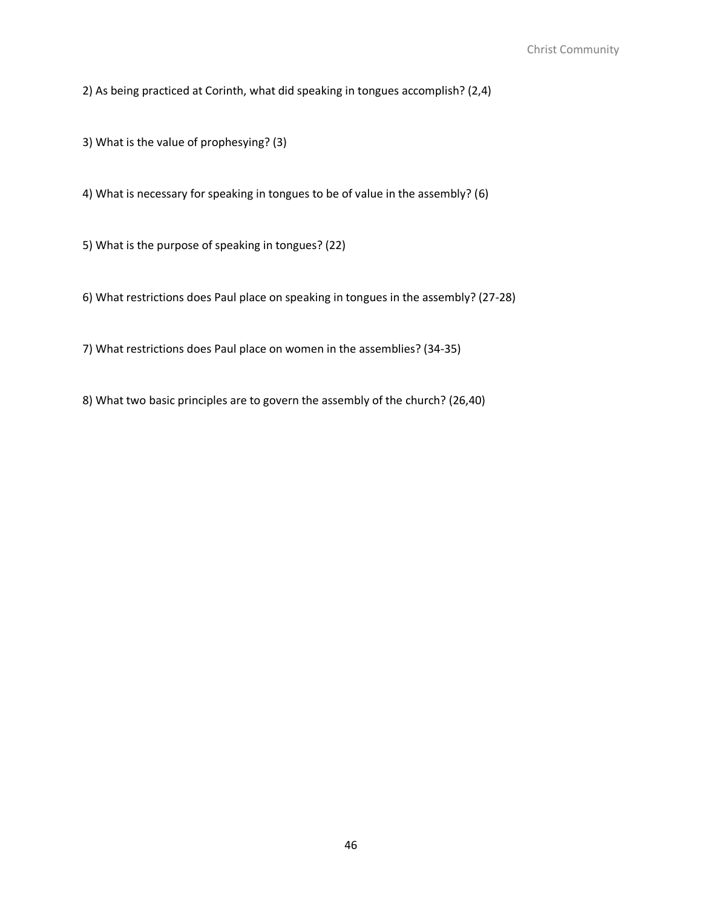2) As being practiced at Corinth, what did speaking in tongues accomplish? (2,4)

3) What is the value of prophesying? (3)

4) What is necessary for speaking in tongues to be of value in the assembly? (6)

5) What is the purpose of speaking in tongues? (22)

6) What restrictions does Paul place on speaking in tongues in the assembly? (27-28)

7) What restrictions does Paul place on women in the assemblies? (34-35)

8) What two basic principles are to govern the assembly of the church? (26,40)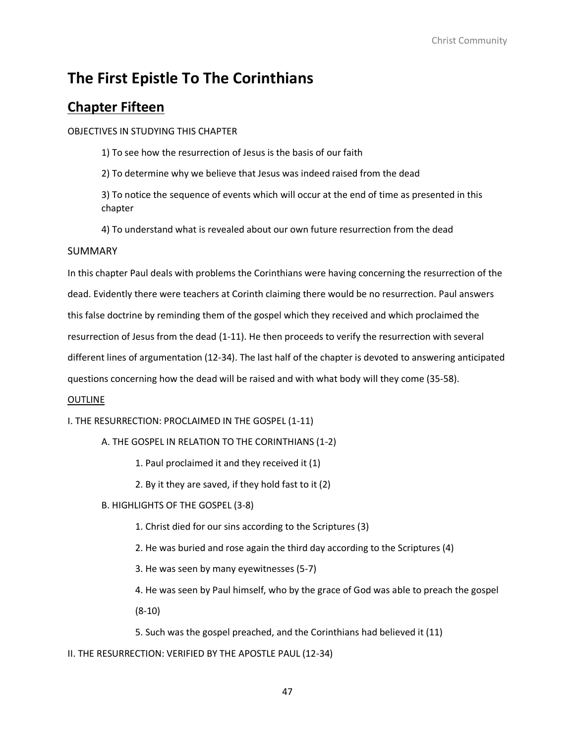# The First Epistle To The Corinthians

## Chapter Fifteen

OBJECTIVES IN STUDYING THIS CHAPTER

1) To see how the resurrection of Jesus is the basis of our faith

2) To determine why we believe that Jesus was indeed raised from the dead

3) To notice the sequence of events which will occur at the end of time as presented in this chapter

4) To understand what is revealed about our own future resurrection from the dead

SUMMARY

In this chapter Paul deals with problems the Corinthians were having concerning the resurrection of the dead. Evidently there were teachers at Corinth claiming there would be no resurrection. Paul answers this false doctrine by reminding them of the gospel which they received and which proclaimed the resurrection of Jesus from the dead (1-11). He then proceeds to verify the resurrection with several different lines of argumentation (12-34). The last half of the chapter is devoted to answering anticipated questions concerning how the dead will be raised and with what body will they come (35-58).

<u>OUTLINE</u>

I. THE RESURRECTION: PROCLAIMED IN THE GOSPEL (1-11)

A. THE GOSPEL IN RELATION TO THE CORINTHIANS (1-2)

1. Paul proclaimed it and they received it (1)

2. By it they are saved, if they hold fast to it (2)

B. HIGHLIGHTS OF THE GOSPEL (3-8)

1. Christ died for our sins according to the Scriptures (3)

2. He was buried and rose again the third day according to the Scriptures (4)

3. He was seen by many eyewitnesses (5-7)

4. He was seen by Paul himself, who by the grace of God was able to preach the gospel (8-10)

5. Such was the gospel preached, and the Corinthians had believed it (11)

II. THE RESURRECTION: VERIFIED BY THE APOSTLE PAUL (12-34)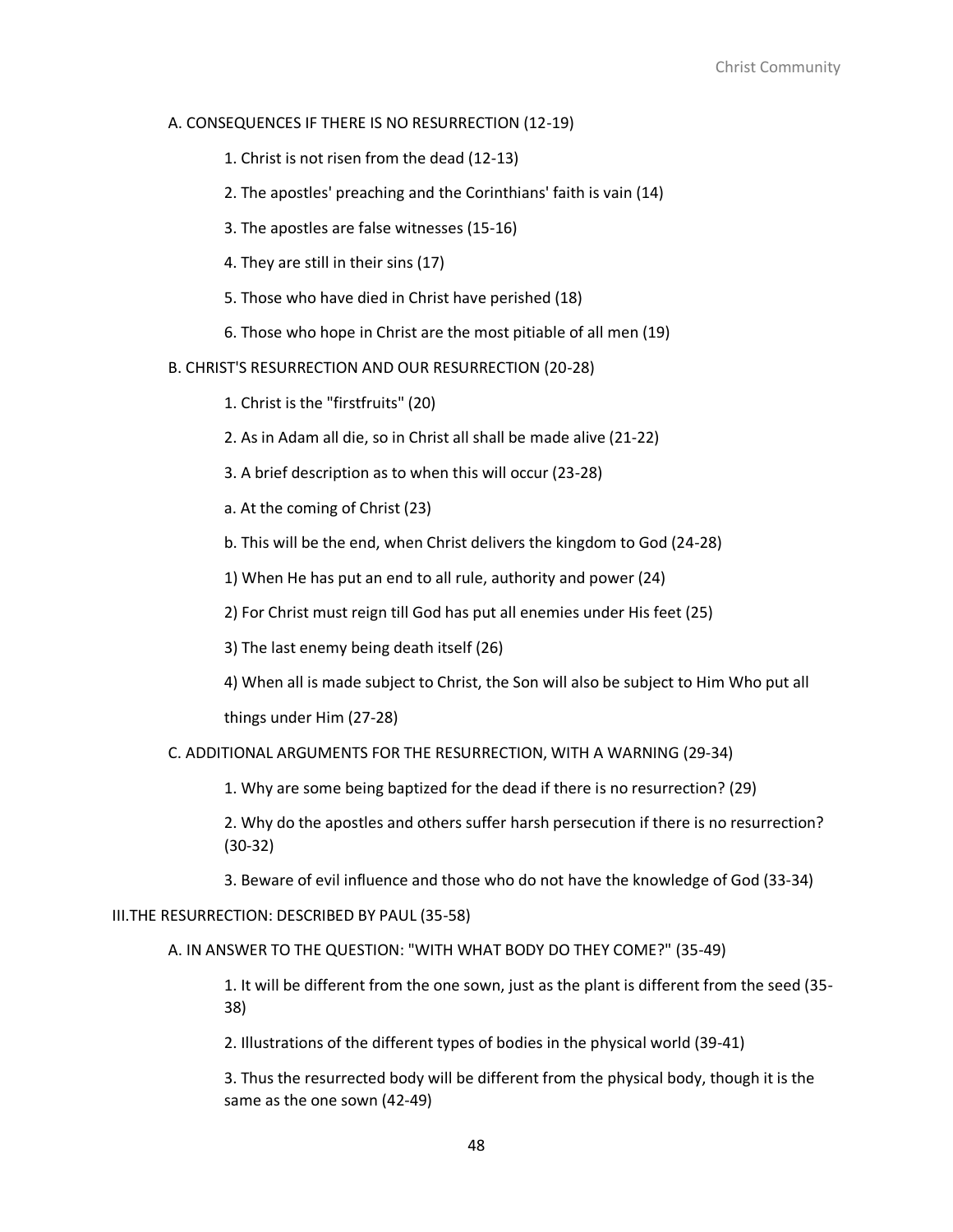A. CONSEQUENCES IF THERE IS NO RESURRECTION (12-19)

1. Christ is not risen from the dead (12-13)

2. The apostles' preaching and the Corinthians' faith is vain (14)

3. The apostles are false witnesses (15-16)

4. They are still in their sins (17)

5. Those who have died in Christ have perished (18)

6. Those who hope in Christ are the most pitiable of all men (19)

B. CHRIST'S RESURRECTION AND OUR RESURRECTION (20-28)

1. Christ is the "firstfruits" (20)

2. As in Adam all die, so in Christ all shall be made alive (21-22)

3. A brief description as to when this will occur (23-28)

a. At the coming of Christ (23)

b. This will be the end, when Christ delivers the kingdom to God (24-28)

1) When He has put an end to all rule, authority and power (24)

2) For Christ must reign till God has put all enemies under His feet (25)

3) The last enemy being death itself (26)

4) When all is made subject to Christ, the Son will also be subject to Him Who put all things under Him (27-28)

C. ADDITIONAL ARGUMENTS FOR THE RESURRECTION, WITH A WARNING (29-34)

1. Why are some being baptized for the dead if there is no resurrection? (29)

2. Why do the apostles and others suffer harsh persecution if there is no resurrection? (30-32)

3. Beware of evil influence and those who do not have the knowledge of God (33-34)

III. THE RESURRECTION: DESCRIBED BY PAUL (35-58)

A. IN ANSWER TO THE QUESTION: "WITH WHAT BODY DO THEY COME?" (35-49)

1. It will be different from the one sown, just as the plant is different from the seed (35-38)

2. Illustrations of the different types of bodies in the physical world (39-41)

3. Thus the resurrected body will be different from the physical body, though it is the same as the one sown (42-49)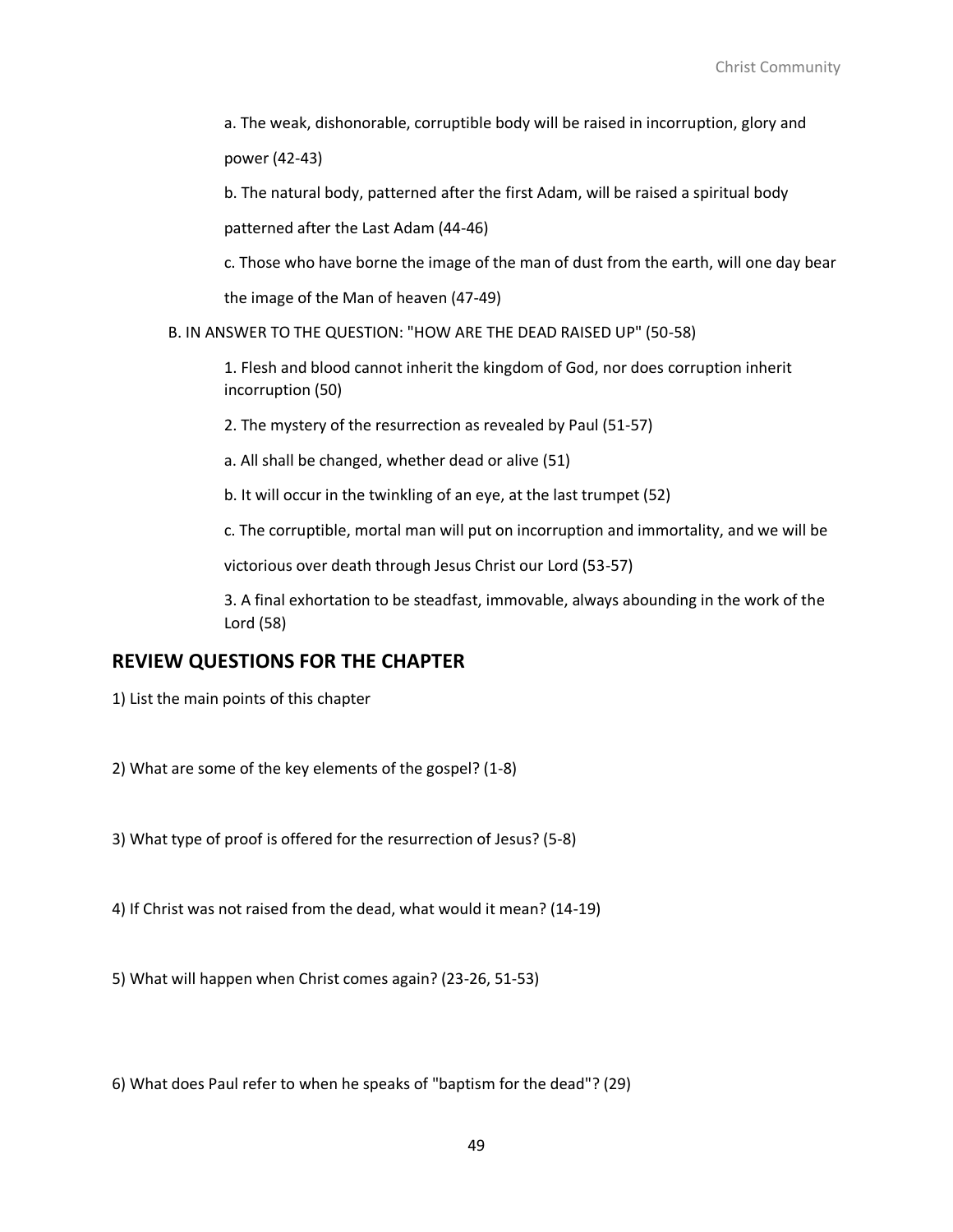a. The weak, dishonorable, corruptible body will be raised in incorruption, glory and power (42-43)

b. The natural body, patterned after the first Adam, will be raised a spiritual body patterned after the Last Adam (44-46)

c. Those who have borne the image of the man of dust from the earth, will one day bear the image of the Man of heaven (47-49)

B. IN ANSWER TO THE QUESTION: "HOW ARE THE DEAD RAISED UP" (50-58)

1. Flesh and blood cannot inherit the kingdom of God, nor does corruption inherit incorruption (50)

2. The mystery of the resurrection as revealed by Paul (51-57)

a. All shall be changed, whether dead or alive (51)

b. It will occur in the twinkling of an eye, at the last trumpet (52)

c. The corruptible, mortal man will put on incorruption and immortality, and we will be victorious over death through Jesus Christ our Lord (53-57)

3. A final exhortation to be steadfast, immovable, always abounding in the work of the Lord (58)

## REVIEW QUESTIONS FOR THE CHAPTER

1) List the main points of this chapter

2) What are some of the key elements of the gospel? (1-8)

3) What type of proof is offered for the resurrection of Jesus? (5-8)

4) If Christ was not raised from the dead, what would it mean? (14-19)

5) What will happen when Christ comes again? (23-26, 51-53)

6) What does Paul refer to when he speaks of "baptism for the dead"? (29)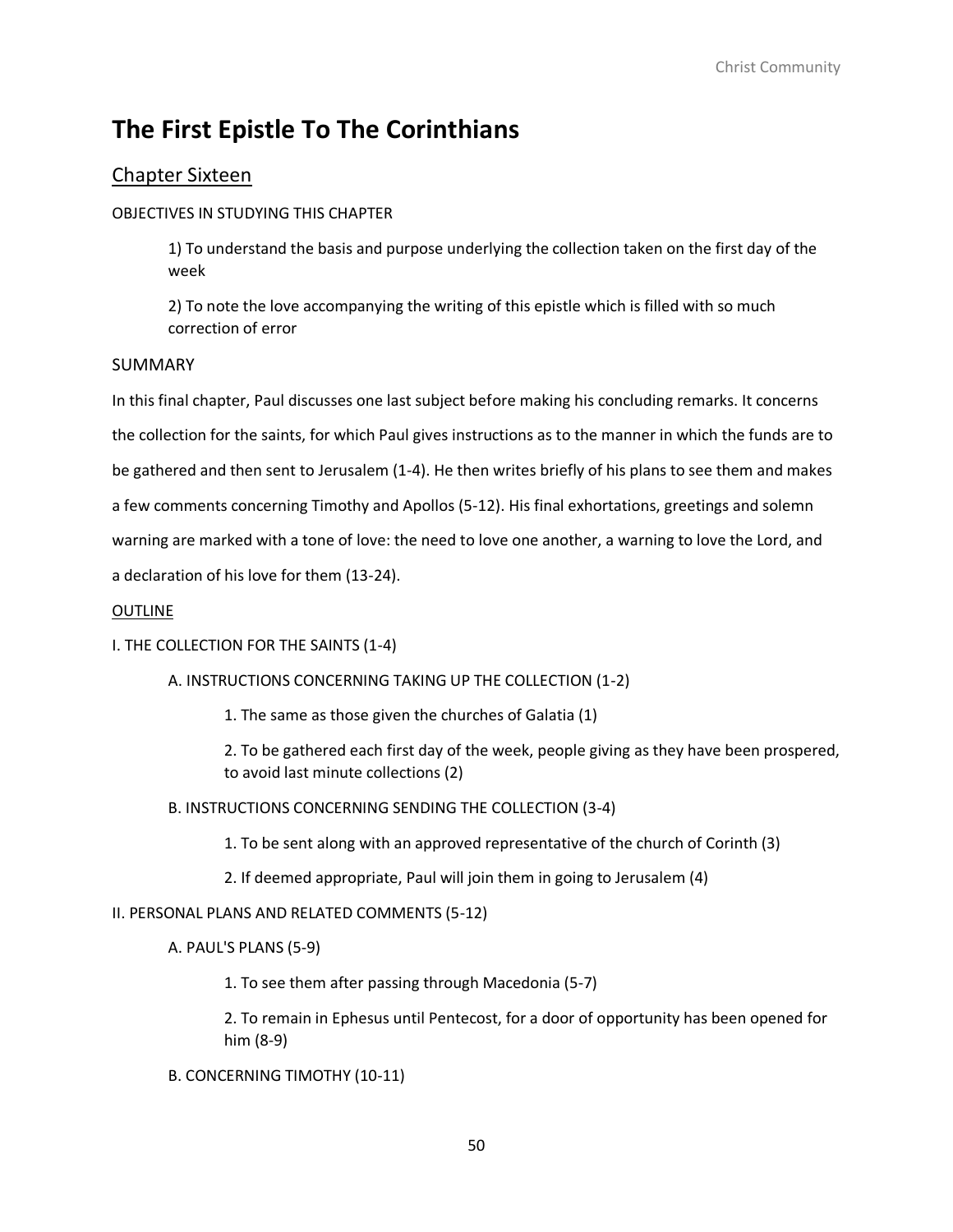# The First Epistle To The Corinthians

## Chapter Sixteen

OBJECTIVES IN STUDYING THIS CHAPTER

> 1) To understand the basis and purpose underlying the collection taken on the first day of the week
>
> 2) To note the love accompanying the writing of this epistle which is filled with so much correction of error

SUMMARY

In this final chapter, Paul discusses one last subject before making his concluding remarks. It concerns the collection for the saints, for which Paul gives instructions as to the manner in which the funds are to be gathered and then sent to Jerusalem (1-4). He then writes briefly of his plans to see them and makes a few comments concerning Timothy and Apollos (5-12). His final exhortations, greetings and solemn warning are marked with a tone of love: the need to love one another, a warning to love the Lord, and a declaration of his love for them (13-24).

OUTLINE

I. THE COLLECTION FOR THE SAINTS (1-4)

- A. INSTRUCTIONS CONCERNING TAKING UP THE COLLECTION (1-2)
  - 1. The same as those given the churches of Galatia (1)
  - 2. To be gathered each first day of the week, people giving as they have been prospered, to avoid last minute collections (2)
- B. INSTRUCTIONS CONCERNING SENDING THE COLLECTION (3-4)
  - 1. To be sent along with an approved representative of the church of Corinth (3)
  - 2. If deemed appropriate, Paul will join them in going to Jerusalem (4)

II. PERSONAL PLANS AND RELATED COMMENTS (5-12)

- A. PAUL'S PLANS (5-9)
  - 1. To see them after passing through Macedonia (5-7)
  - 2. To remain in Ephesus until Pentecost, for a door of opportunity has been opened for him (8-9)
- B. CONCERNING TIMOTHY (10-11)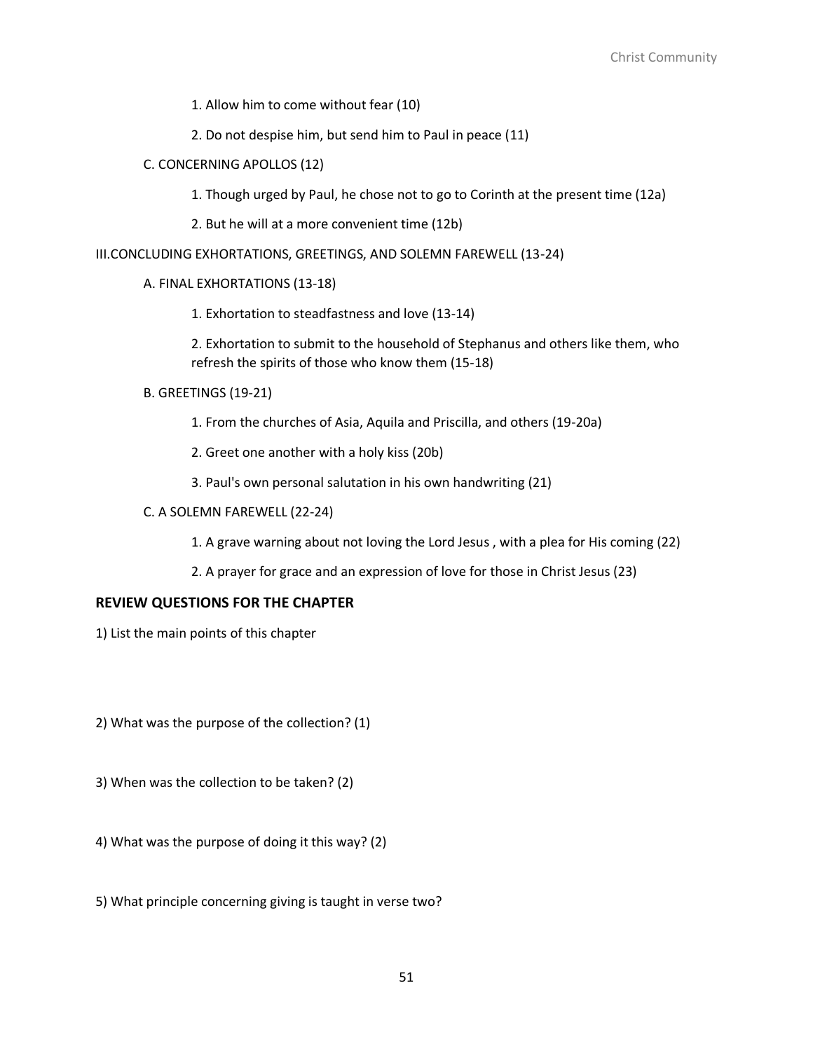1. Allow him to come without fear (10)

2. Do not despise him, but send him to Paul in peace (11)

C. CONCERNING APOLLOS (12)

1. Though urged by Paul, he chose not to go to Corinth at the present time (12a)

2. But he will at a more convenient time (12b)

III.CONCLUDING EXHORTATIONS, GREETINGS, AND SOLEMN FAREWELL (13-24)

A. FINAL EXHORTATIONS (13-18)

1. Exhortation to steadfastness and love (13-14)

2. Exhortation to submit to the household of Stephanus and others like them, who refresh the spirits of those who know them (15-18)

B. GREETINGS (19-21)

1. From the churches of Asia, Aquila and Priscilla, and others (19-20a)

2. Greet one another with a holy kiss (20b)

3. Paul's own personal salutation in his own handwriting (21)

C. A SOLEMN FAREWELL (22-24)

1. A grave warning about not loving the Lord Jesus , with a plea for His coming (22)

2. A prayer for grace and an expression of love for those in Christ Jesus (23)

## REVIEW QUESTIONS FOR THE CHAPTER

1) List the main points of this chapter

2) What was the purpose of the collection? (1)

3) When was the collection to be taken? (2)

4) What was the purpose of doing it this way? (2)

5) What principle concerning giving is taught in verse two?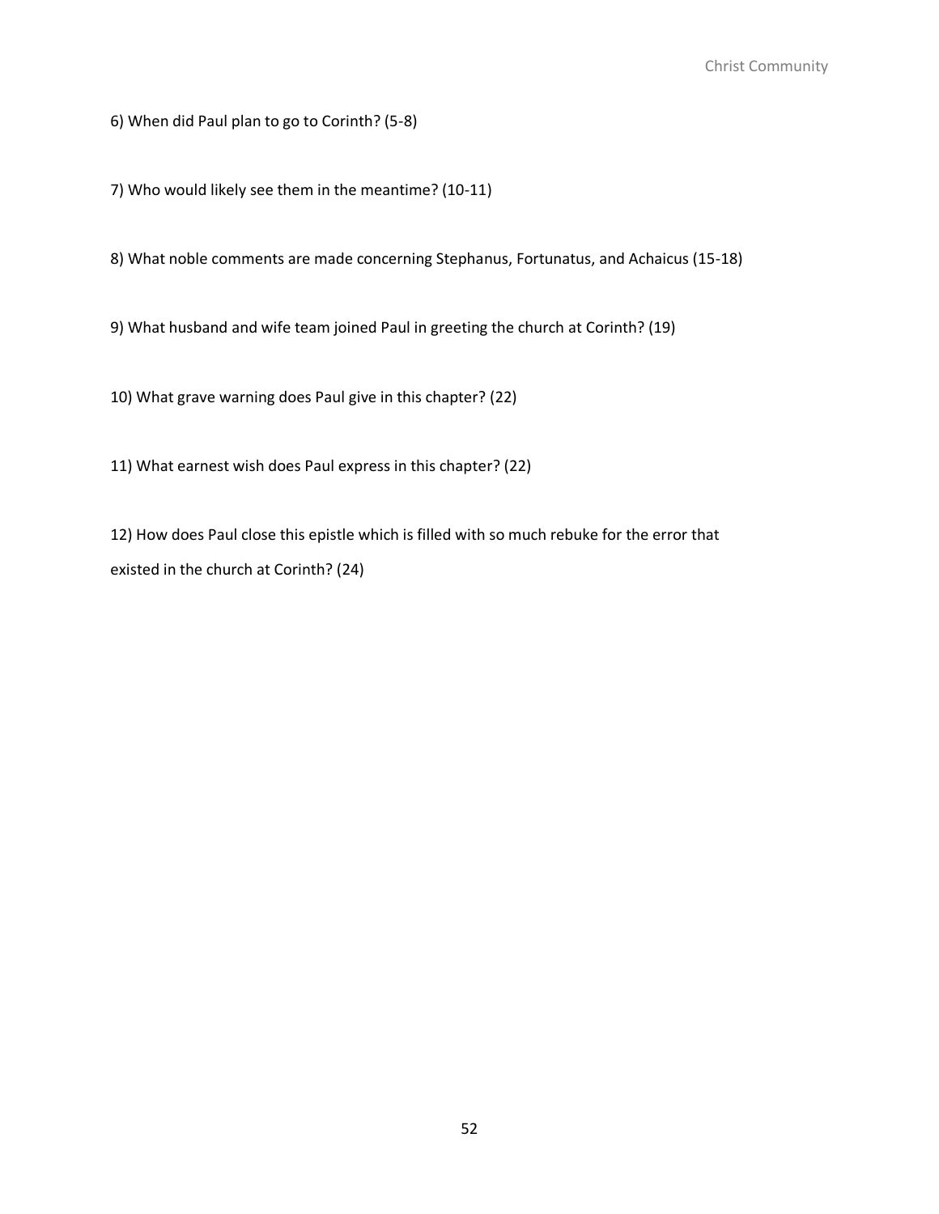6) When did Paul plan to go to Corinth? (5-8)

7) Who would likely see them in the meantime? (10-11)

8) What noble comments are made concerning Stephanus, Fortunatus, and Achaicus (15-18)

9) What husband and wife team joined Paul in greeting the church at Corinth? (19)

10) What grave warning does Paul give in this chapter? (22)

11) What earnest wish does Paul express in this chapter? (22)

12) How does Paul close this epistle which is filled with so much rebuke for the error that existed in the church at Corinth? (24)